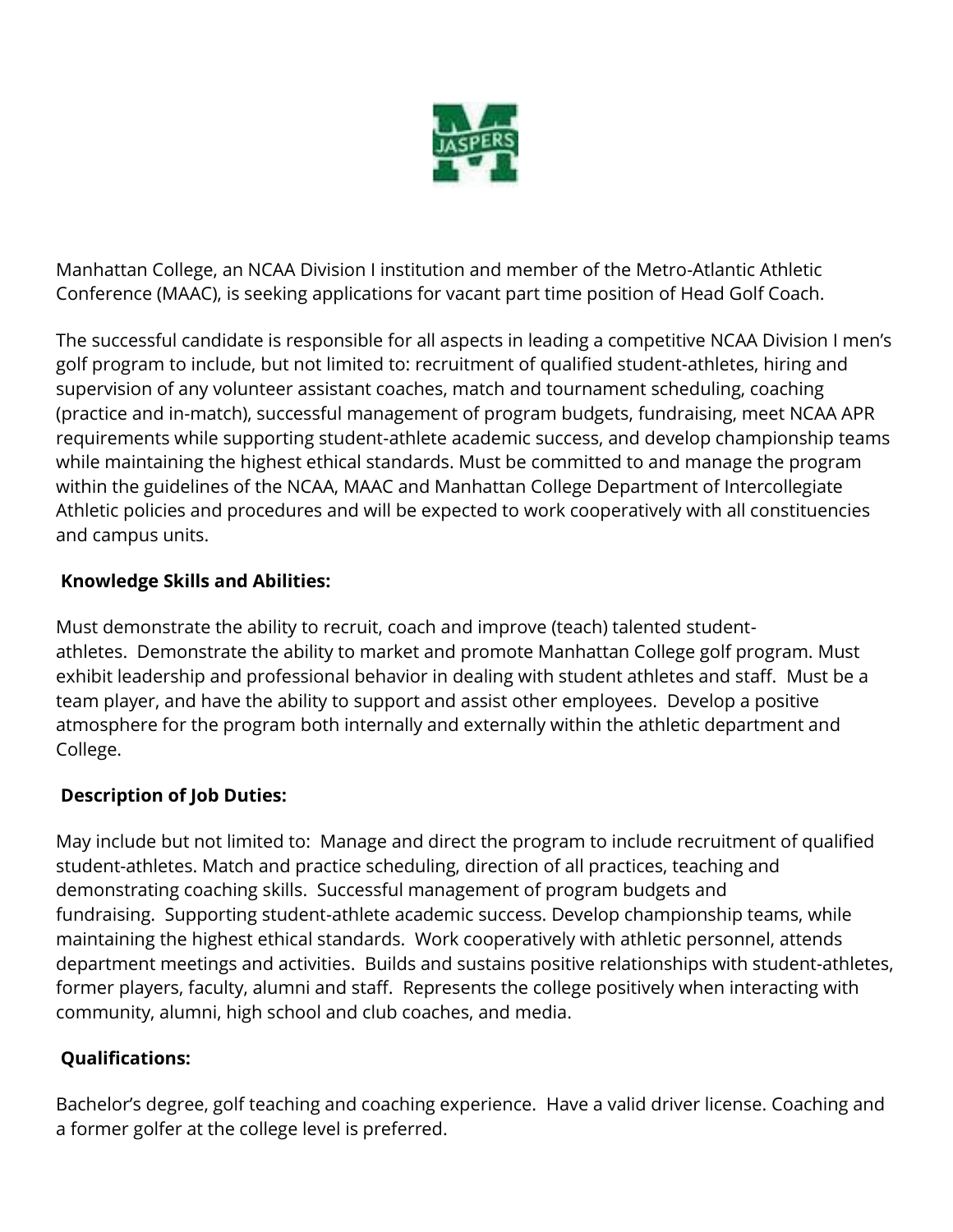Manhattan College, an NCAA Division I institution and member of the Metro-Atlantic Athletic Conference (MAAC), is seeking applications for vacant part time position of Head Golf Coach.

The successful candidate is responsible for all aspects in leading a competitive NCAA Division I men's golf program to include, but not limited to: recruitment of qualified student-athletes, hiring and supervision of any volunteer assistant coaches, match and tournament scheduling, coaching (practice and in-match), successful management of program budgets, fundraising, meet NCAA APR requirements while supporting student-athlete academic success, and develop championship teams while maintaining the highest ethical standards. Must be committed to and manage the program within the guidelines of the NCAA, MAAC and Manhattan College Department of Intercollegiate Athletic policies and procedures and will be expected to work cooperatively with all constituencies and campus units.

**Knowledge Skills and Abilities:**

Must demonstrate the ability to recruit, coach and improve (teach) talented student-athletes. Demonstrate the ability to market and promote Manhattan College golf program. Must exhibit leadership and professional behavior in dealing with student athletes and staff. Must be a team player, and have the ability to support and assist other employees. Develop a positive atmosphere for the program both internally and externally within the athletic department and College.

**Description of Job Duties:**

May include but not limited to: Manage and direct the program to include recruitment of qualified student-athletes. Match and practice scheduling, direction of all practices, teaching and demonstrating coaching skills. Successful management of program budgets and fundraising. Supporting student-athlete academic success. Develop championship teams, while maintaining the highest ethical standards. Work cooperatively with athletic personnel, attends department meetings and activities. Builds and sustains positive relationships with student-athletes, former players, faculty, alumni and staff. Represents the college positively when interacting with community, alumni, high school and club coaches, and media.

**Qualifications:**

Bachelor's degree, golf teaching and coaching experience. Have a valid driver license. Coaching and a former golfer at the college level is preferred.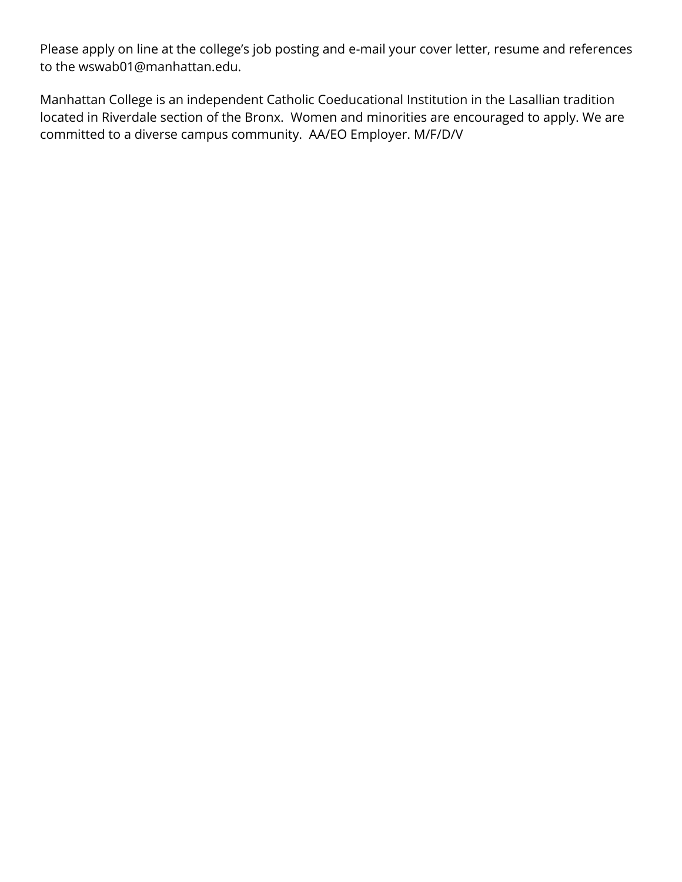Please apply on line at the college's job posting and e-mail your cover letter, resume and references to the wswab01@manhattan.edu.

Manhattan College is an independent Catholic Coeducational Institution in the Lasallian tradition located in Riverdale section of the Bronx. Women and minorities are encouraged to apply. We are committed to a diverse campus community. AA/EO Employer. M/F/D/V